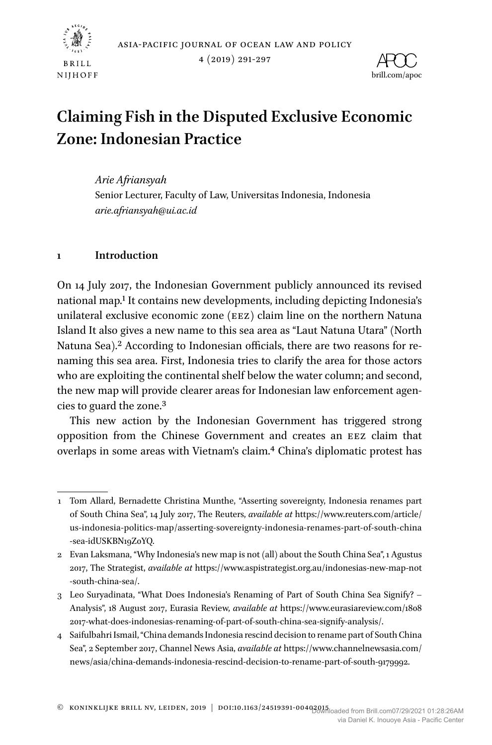# Claiming Fish in the Disputed Exclusive Economic Zone: Indonesian Practice

*Arie Afriansyah*
Senior Lecturer, Faculty of Law, Universitas Indonesia, Indonesia
*arie.afriansyah@ui.ac.id*

## 1 Introduction

On 14 July 2017, the Indonesian Government publicly announced its revised national map.[1] It contains new developments, including depicting Indonesia's unilateral exclusive economic zone (EEZ) claim line on the northern Natuna Island It also gives a new name to this sea area as "Laut Natuna Utara" (North Natuna Sea).[2] According to Indonesian officials, there are two reasons for renaming this sea area. First, Indonesia tries to clarify the area for those actors who are exploiting the continental shelf below the water column; and second, the new map will provide clearer areas for Indonesian law enforcement agencies to guard the zone.[3]

This new action by the Indonesian Government has triggered strong opposition from the Chinese Government and creates an EEZ claim that overlaps in some areas with Vietnam's claim.[4] China's diplomatic protest has

---

1 Tom Allard, Bernadette Christina Munthe, "Asserting sovereignty, Indonesia renames part of South China Sea", 14 July 2017, The Reuters, *available at* https://www.reuters.com/article/us-indonesia-politics-map/asserting-sovereignty-indonesia-renames-part-of-south-china-sea-idUSKBN19Z0YQ.

2 Evan Laksmana, "Why Indonesia's new map is not (all) about the South China Sea", 1 Agustus 2017, The Strategist, *available at* https://www.aspistrategist.org.au/indonesias-new-map-not-south-china-sea/.

3 Leo Suryadinata, "What Does Indonesia's Renaming of Part of South China Sea Signify? – Analysis", 18 August 2017, Eurasia Review, *available at* https://www.eurasiareview.com/18082017-what-does-indonesias-renaming-of-part-of-south-china-sea-signify-analysis/.

4 Saifulbahri Ismail, "China demands Indonesia rescind decision to rename part of South China Sea", 2 September 2017, Channel News Asia, *available at* https://www.channelnewsasia.com/news/asia/china-demands-indonesia-rescind-decision-to-rename-part-of-south-9179992.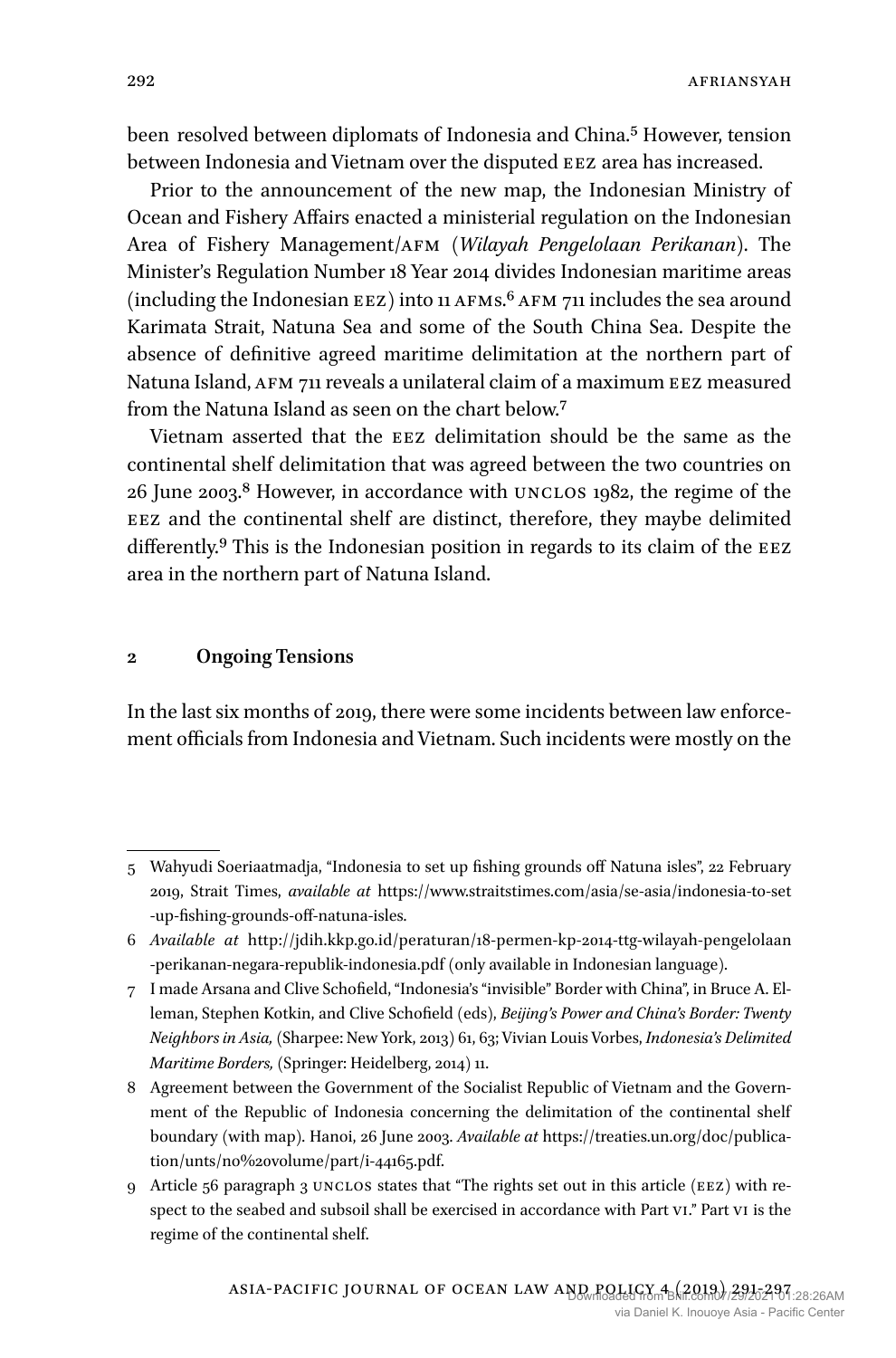been resolved between diplomats of Indonesia and China.[5] However, tension between Indonesia and Vietnam over the disputed EEZ area has increased.

Prior to the announcement of the new map, the Indonesian Ministry of Ocean and Fishery Affairs enacted a ministerial regulation on the Indonesian Area of Fishery Management/AFM (*Wilayah Pengelolaan Perikanan*). The Minister's Regulation Number 18 Year 2014 divides Indonesian maritime areas (including the Indonesian EEZ) into 11 AFMs.[6] AFM 711 includes the sea around Karimata Strait, Natuna Sea and some of the South China Sea. Despite the absence of definitive agreed maritime delimitation at the northern part of Natuna Island, AFM 711 reveals a unilateral claim of a maximum EEZ measured from the Natuna Island as seen on the chart below.[7]

Vietnam asserted that the EEZ delimitation should be the same as the continental shelf delimitation that was agreed between the two countries on 26 June 2003.[8] However, in accordance with UNCLOS 1982, the regime of the EEZ and the continental shelf are distinct, therefore, they maybe delimited differently.[9] This is the Indonesian position in regards to its claim of the EEZ area in the northern part of Natuna Island.

## 2 Ongoing Tensions

In the last six months of 2019, there were some incidents between law enforcement officials from Indonesia and Vietnam. Such incidents were mostly on the

---

5 Wahyudi Soeriaatmadja, "Indonesia to set up fishing grounds off Natuna isles", 22 February 2019, Strait Times, *available at* https://www.straitstimes.com/asia/se-asia/indonesia-to-set-up-fishing-grounds-off-natuna-isles.

6 *Available at* http://jdih.kkp.go.id/peraturan/18-permen-kp-2014-ttg-wilayah-pengelolaan-perikanan-negara-republik-indonesia.pdf (only available in Indonesian language).

7 I Made Arsana and Clive Schofield, "Indonesia's "invisible" Border with China", in Bruce A. Elleman, Stephen Kotkin, and Clive Schofield (eds), *Beijing's Power and China's Border: Twenty Neighbors in Asia,* (Sharpee: New York, 2013) 61, 63; Vivian Louis Forbes, *Indonesia's Delimited Maritime Borders,* (Springer: Heidelberg, 2014) 11.

8 Agreement between the Government of the Socialist Republic of Vietnam and the Government of the Republic of Indonesia concerning the delimitation of the continental shelf boundary (with map). Hanoi, 26 June 2003. *Available at* https://treaties.un.org/doc/publication/unts/no%20volume/part/i-44165.pdf.

9 Article 56 paragraph 3 UNCLOS states that "The rights set out in this article (EEZ) with respect to the seabed and subsoil shall be exercised in accordance with Part VI." Part VI is the regime of the continental shelf.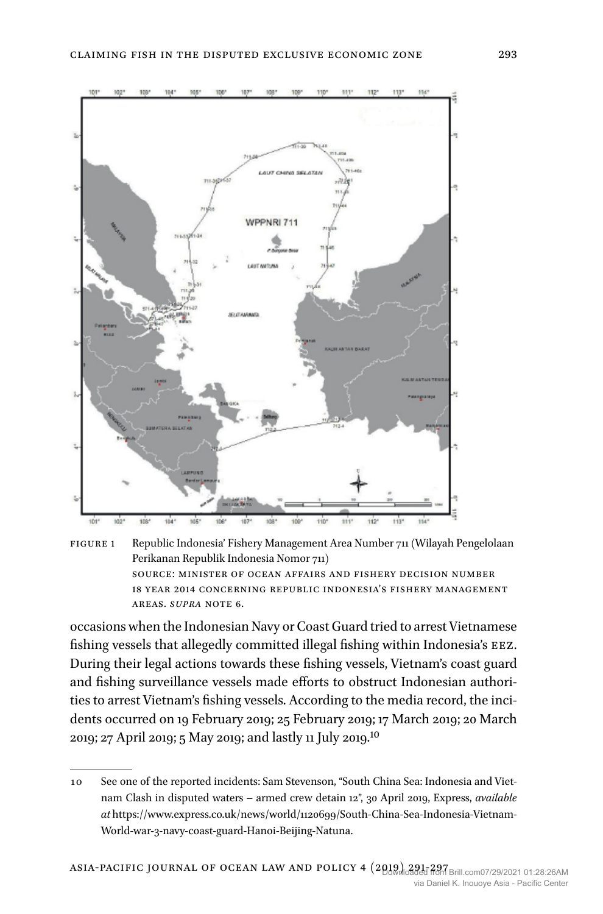FIGURE 1 Republic Indonesia' Fishery Management Area Number 711 (Wilayah Pengelolaan Perikanan Republik Indonesia Nomor 711)
SOURCE: MINISTER OF OCEAN AFFAIRS AND FISHERY DECISION NUMBER 18 YEAR 2014 CONCERNING REPUBLIC INDONESIA'S FISHERY MANAGEMENT AREAS. *SUPRA* NOTE 6.

occasions when the Indonesian Navy or Coast Guard tried to arrest Vietnamese fishing vessels that allegedly committed illegal fishing within Indonesia's EEZ. During their legal actions towards these fishing vessels, Vietnam's coast guard and fishing surveillance vessels made efforts to obstruct Indonesian authorities to arrest Vietnam's fishing vessels. According to the media record, the incidents occurred on 19 February 2019; 25 February 2019; 17 March 2019; 20 March 2019; 27 April 2019; 5 May 2019; and lastly 11 July 2019.[10]

---

10 See one of the reported incidents: Sam Stevenson, "South China Sea: Indonesia and Vietnam Clash in disputed waters – armed crew detain 12", 30 April 2019, Express, *available at* https://www.express.co.uk/news/world/1120699/South-China-Sea-Indonesia-Vietnam-World-war-3-navy-coast-guard-Hanoi-Beijing-Natuna.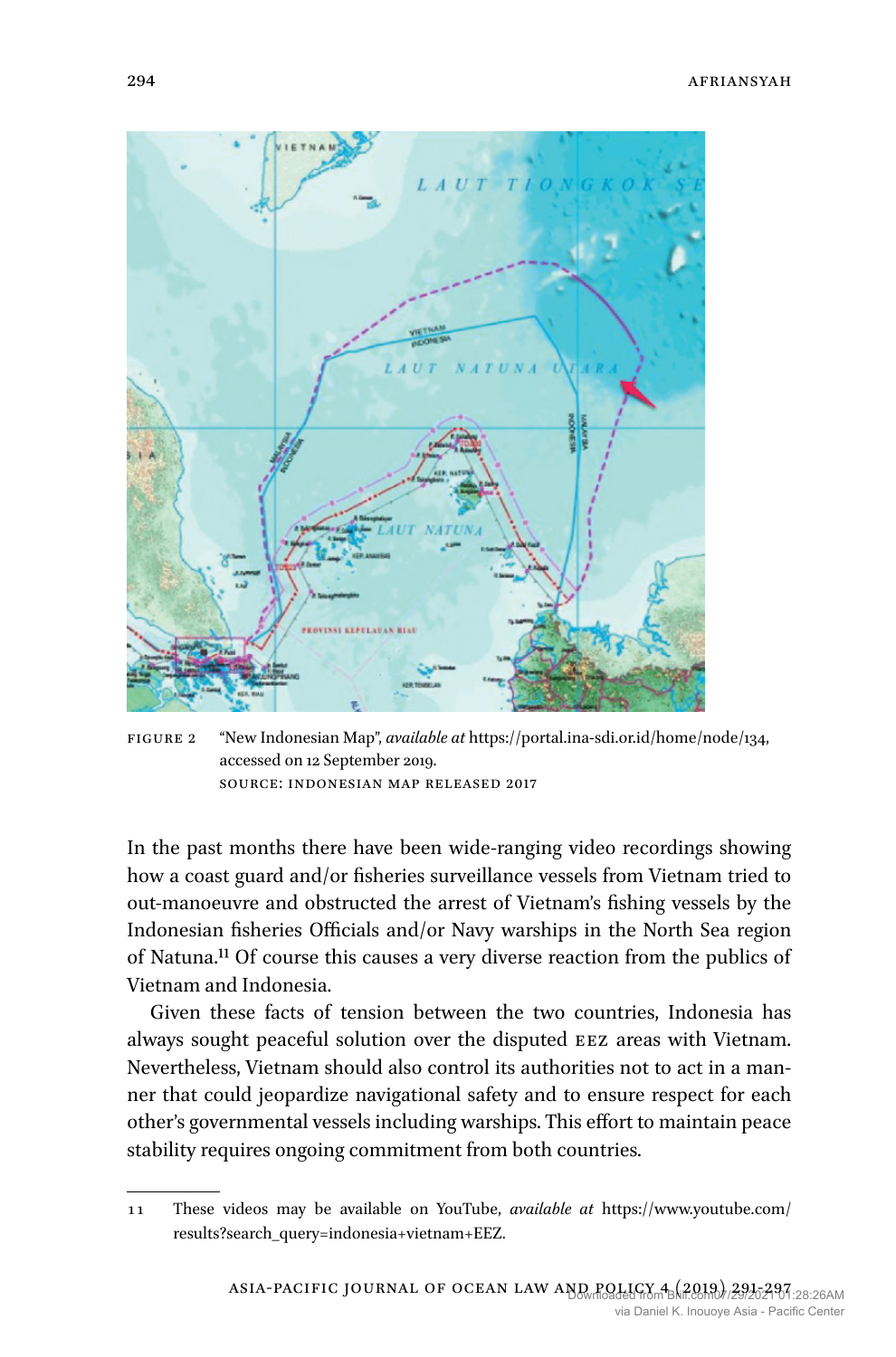FIGURE 2 "New Indonesian Map", *available at* https://portal.ina-sdi.or.id/home/node/134, accessed on 12 September 2019.
SOURCE: INDONESIAN MAP RELEASED 2017

In the past months there have been wide-ranging video recordings showing how a coast guard and/or fisheries surveillance vessels from Vietnam tried to out-manoeuvre and obstructed the arrest of Vietnam's fishing vessels by the Indonesian fisheries Officials and/or Navy warships in the North Sea region of Natuna.[11] Of course this causes a very diverse reaction from the publics of Vietnam and Indonesia.

Given these facts of tension between the two countries, Indonesia has always sought peaceful solution over the disputed EEZ areas with Vietnam. Nevertheless, Vietnam should also control its authorities not to act in a manner that could jeopardize navigational safety and to ensure respect for each other's governmental vessels including warships. This effort to maintain peace stability requires ongoing commitment from both countries.

---

11 These videos may be available on YouTube, *available at* https://www.youtube.com/results?search_query=indonesia+vietnam+EEZ.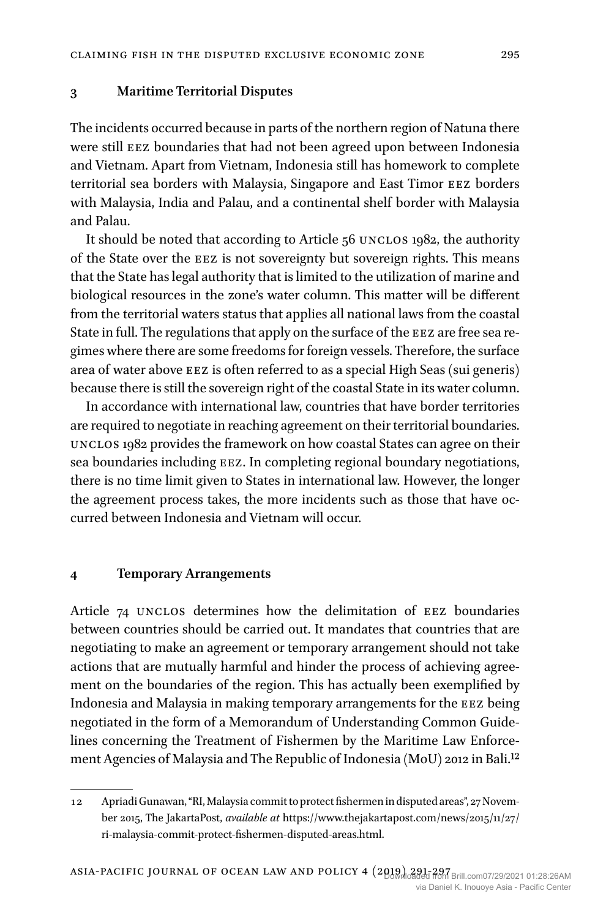## 3 Maritime Territorial Disputes

The incidents occurred because in parts of the northern region of Natuna there were still EEZ boundaries that had not been agreed upon between Indonesia and Vietnam. Apart from Vietnam, Indonesia still has homework to complete territorial sea borders with Malaysia, Singapore and East Timor EEZ borders with Malaysia, India and Palau, and a continental shelf border with Malaysia and Palau.

It should be noted that according to Article 56 UNCLOS 1982, the authority of the State over the EEZ is not sovereignty but sovereign rights. This means that the State has legal authority that is limited to the utilization of marine and biological resources in the zone's water column. This matter will be different from the territorial waters status that applies all national laws from the coastal State in full. The regulations that apply on the surface of the EEZ are free sea regimes where there are some freedoms for foreign vessels. Therefore, the surface area of water above EEZ is often referred to as a special High Seas (sui generis) because there is still the sovereign right of the coastal State in its water column.

In accordance with international law, countries that have border territories are required to negotiate in reaching agreement on their territorial boundaries. UNCLOS 1982 provides the framework on how coastal States can agree on their sea boundaries including EEZ. In completing regional boundary negotiations, there is no time limit given to States in international law. However, the longer the agreement process takes, the more incidents such as those that have occurred between Indonesia and Vietnam will occur.

## 4 Temporary Arrangements

Article 74 UNCLOS determines how the delimitation of EEZ boundaries between countries should be carried out. It mandates that countries that are negotiating to make an agreement or temporary arrangement should not take actions that are mutually harmful and hinder the process of achieving agreement on the boundaries of the region. This has actually been exemplified by Indonesia and Malaysia in making temporary arrangements for the EEZ being negotiated in the form of a Memorandum of Understanding Common Guidelines concerning the Treatment of Fishermen by the Maritime Law Enforcement Agencies of Malaysia and The Republic of Indonesia (MoU) 2012 in Bali.[12]

---

12 Apriadi Gunawan, "RI, Malaysia commit to protect fishermen in disputed areas", 27 November 2015, The JakartaPost, *available at* https://www.thejakartapost.com/news/2015/11/27/ri-malaysia-commit-protect-fishermen-disputed-areas.html.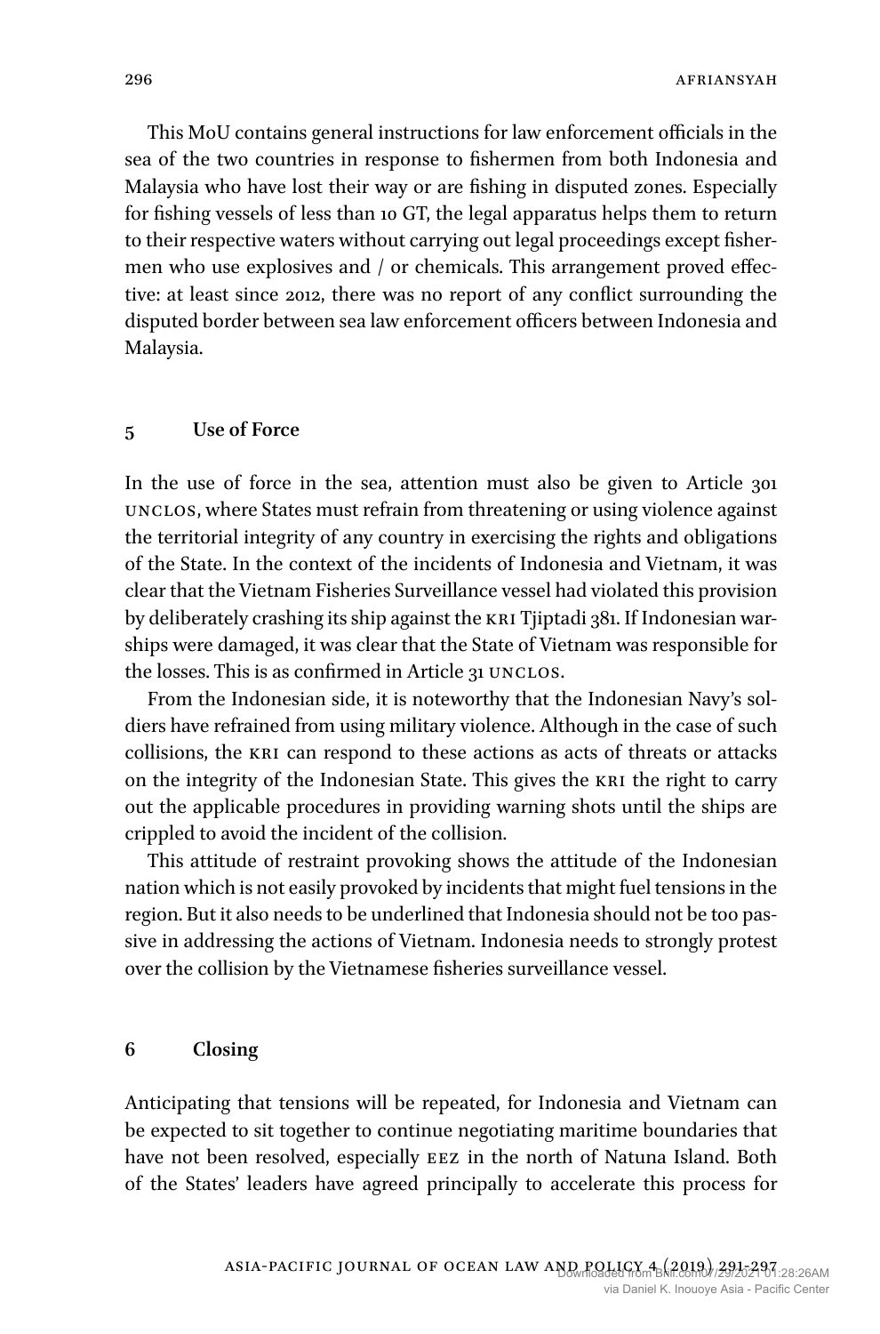This MoU contains general instructions for law enforcement officials in the sea of the two countries in response to fishermen from both Indonesia and Malaysia who have lost their way or are fishing in disputed zones. Especially for fishing vessels of less than 10 GT, the legal apparatus helps them to return to their respective waters without carrying out legal proceedings except fishermen who use explosives and / or chemicals. This arrangement proved effective: at least since 2012, there was no report of any conflict surrounding the disputed border between sea law enforcement officers between Indonesia and Malaysia.

## 5 Use of Force

In the use of force in the sea, attention must also be given to Article 301 UNCLOS, where States must refrain from threatening or using violence against the territorial integrity of any country in exercising the rights and obligations of the State. In the context of the incidents of Indonesia and Vietnam, it was clear that the Vietnam Fisheries Surveillance vessel had violated this provision by deliberately crashing its ship against the KRI Tjiptadi 381. If Indonesian warships were damaged, it was clear that the State of Vietnam was responsible for the losses. This is as confirmed in Article 31 UNCLOS.

From the Indonesian side, it is noteworthy that the Indonesian Navy's soldiers have refrained from using military violence. Although in the case of such collisions, the KRI can respond to these actions as acts of threats or attacks on the integrity of the Indonesian State. This gives the KRI the right to carry out the applicable procedures in providing warning shots until the ships are crippled to avoid the incident of the collision.

This attitude of restraint provoking shows the attitude of the Indonesian nation which is not easily provoked by incidents that might fuel tensions in the region. But it also needs to be underlined that Indonesia should not be too passive in addressing the actions of Vietnam. Indonesia needs to strongly protest over the collision by the Vietnamese fisheries surveillance vessel.

## 6 Closing

Anticipating that tensions will be repeated, for Indonesia and Vietnam can be expected to sit together to continue negotiating maritime boundaries that have not been resolved, especially EEZ in the north of Natuna Island. Both of the States' leaders have agreed principally to accelerate this process for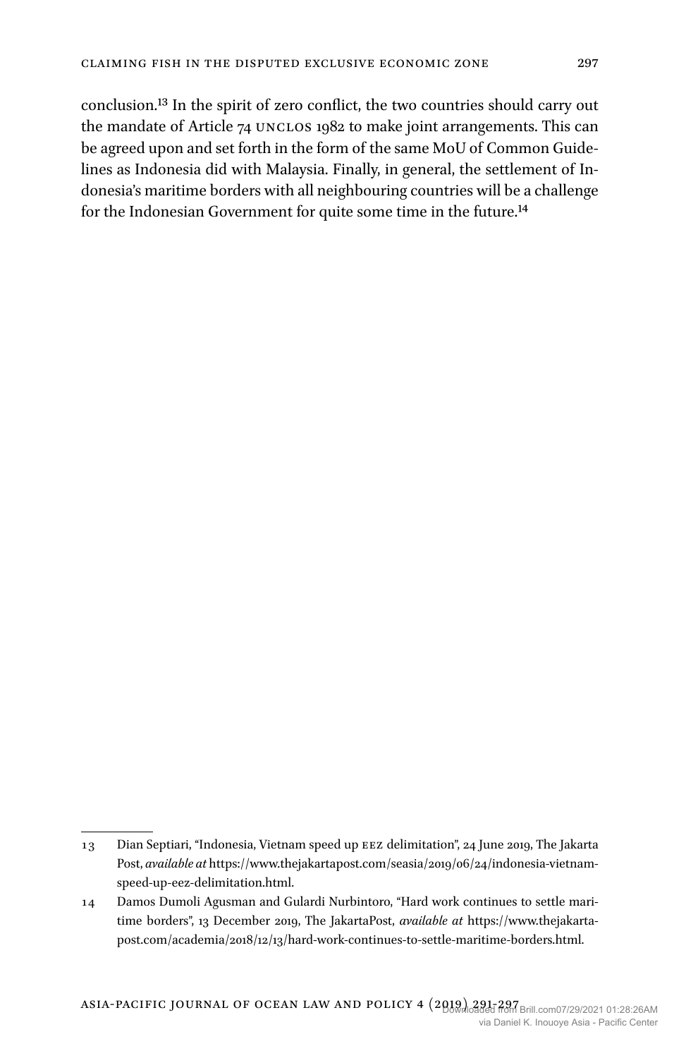conclusion.[13] In the spirit of zero conflict, the two countries should carry out the mandate of Article 74 UNCLOS 1982 to make joint arrangements. This can be agreed upon and set forth in the form of the same MoU of Common Guidelines as Indonesia did with Malaysia. Finally, in general, the settlement of Indonesia's maritime borders with all neighbouring countries will be a challenge for the Indonesian Government for quite some time in the future.[14]

---

13 Dian Septiari, "Indonesia, Vietnam speed up EEZ delimitation", 24 June 2019, The Jakarta Post, *available at* https://www.thejakartapost.com/seasia/2019/06/24/indonesia-vietnam-speed-up-eez-delimitation.html.

14 Damos Dumoli Agusman and Gulardi Nurbintoro, "Hard work continues to settle maritime borders", 13 December 2019, The JakartaPost, *available at* https://www.thejakartapost.com/academia/2018/12/13/hard-work-continues-to-settle-maritime-borders.html.